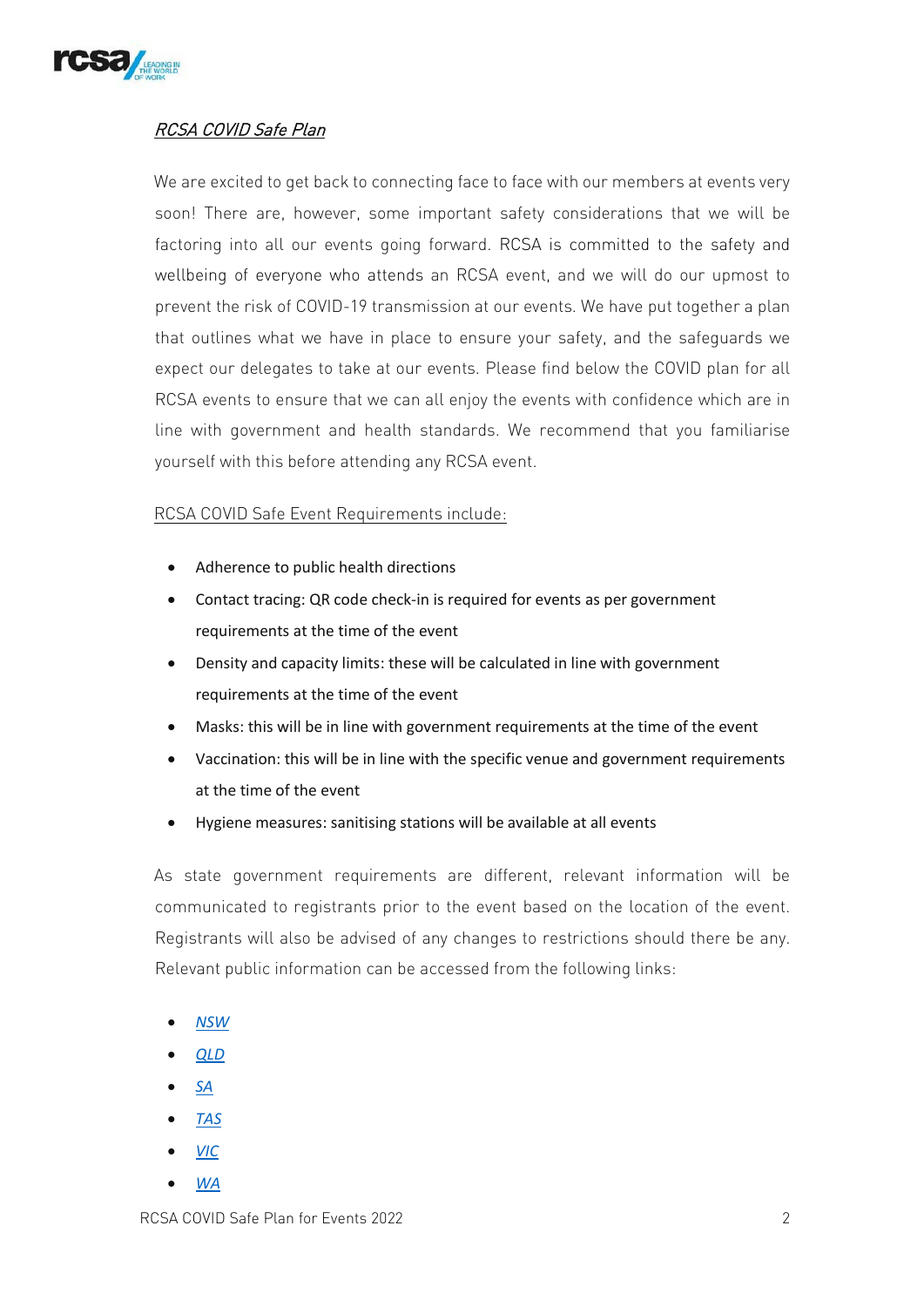## *RCSA COVID Safe Plan*

We are excited to get back to connecting face to face with our members at events very soon! There are, however, some important safety considerations that we will be factoring into all our events going forward. RCSA is committed to the safety and wellbeing of everyone who attends an RCSA event, and we will do our upmost to prevent the risk of COVID-19 transmission at our events. We have put together a plan that outlines what we have in place to ensure your safety, and the safeguards we expect our delegates to take at our events. Please find below the COVID plan for all RCSA events to ensure that we can all enjoy the events with confidence which are in line with government and health standards. We recommend that you familiarise yourself with this before attending any RCSA event.

### RCSA COVID Safe Event Requirements include:

- Adherence to public health directions
- Contact tracing: QR code check-in is required for events as per government requirements at the time of the event
- Density and capacity limits: these will be calculated in line with government requirements at the time of the event
- Masks: this will be in line with government requirements at the time of the event
- Vaccination: this will be in line with the specific venue and government requirements at the time of the event
- Hygiene measures: sanitising stations will be available at all events

As state government requirements are different, relevant information will be communicated to registrants prior to the event based on the location of the event. Registrants will also be advised of any changes to restrictions should there be any. Relevant public information can be accessed from the following links:

- *NSW*
- *QLD*
- *SA*
- *TAS*
- *VIC*
- *WA*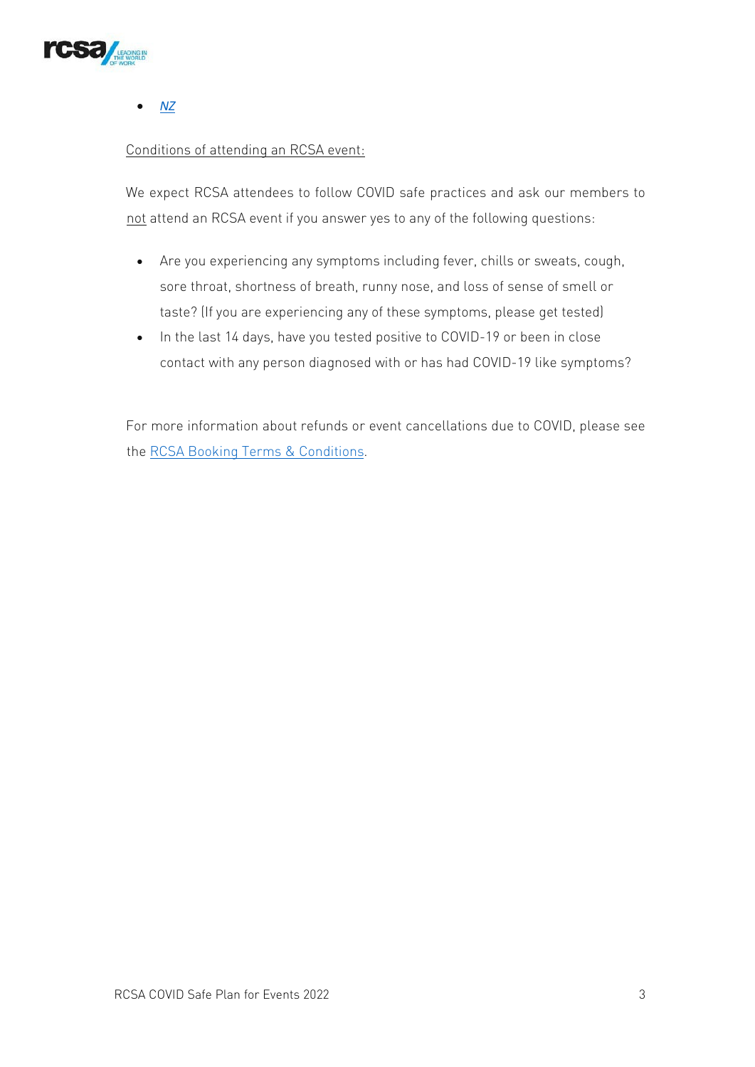- *NZ*

Conditions of attending an RCSA event:

We expect RCSA attendees to follow COVID safe practices and ask our members to not attend an RCSA event if you answer yes to any of the following questions:

- Are you experiencing any symptoms including fever, chills or sweats, cough, sore throat, shortness of breath, runny nose, and loss of sense of smell or taste? (If you are experiencing any of these symptoms, please get tested)
- In the last 14 days, have you tested positive to COVID-19 or been in close contact with any person diagnosed with or has had COVID-19 like symptoms?

For more information about refunds or event cancellations due to COVID, please see the RCSA Booking Terms & Conditions.